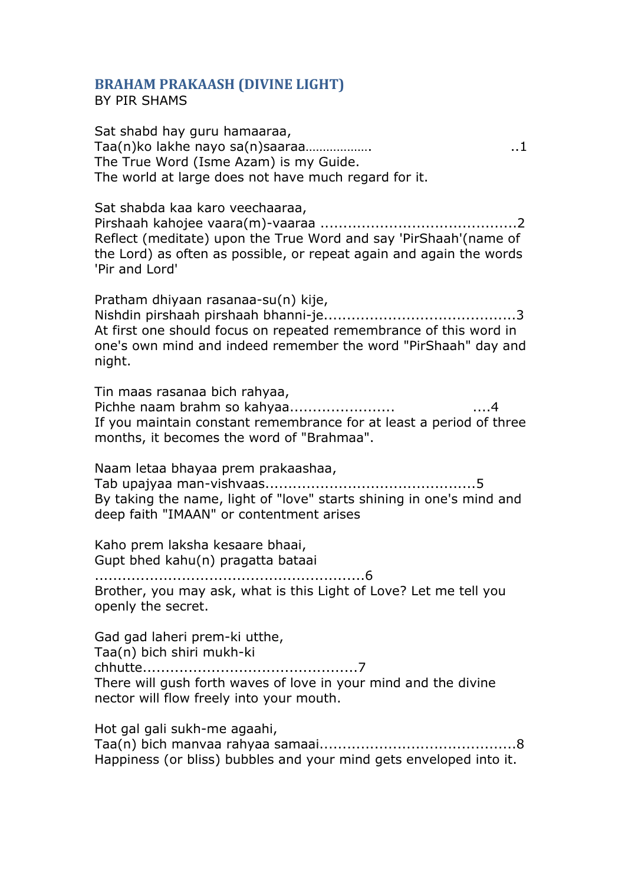## BRAHAM PRAKAASH (DIVINE LIGHT)

BY PIR SHAMS

Sat shabd hay guru hamaaraa,  
Taa(n)ko lakhe nayo sa(n)saaraa………………. ..1  
The True Word (Isme Azam) is my Guide.  
The world at large does not have much regard for it.

Sat shabda kaa karo veechaaraa,  
Pirshaah kahojee vaara(m)-vaaraa ..........................................2  
Reflect (meditate) upon the True Word and say 'PirShaah'(name of the Lord) as often as possible, or repeat again and again the words 'Pir and Lord'

Pratham dhiyaan rasanaa-su(n) kije,  
Nishdin pirshaah pirshaah bhanni-je.........................................3  
At first one should focus on repeated remembrance of this word in one's own mind and indeed remember the word "PirShaah" day and night.

Tin maas rasanaa bich rahyaa,  
Pichhe naam brahm so kahyaa...................... ....4  
If you maintain constant remembrance for at least a period of three months, it becomes the word of "Brahmaa".

Naam letaa bhayaa prem prakaashaa,  
Tab upajyaa man-vishvaas.............................................5  
By taking the name, light of "love" starts shining in one's mind and deep faith "IMAAN" or contentment arises

Kaho prem laksha kesaare bhaai,  
Gupt bhed kahu(n) pragatta bataai  
..........................................................6  
Brother, you may ask, what is this Light of Love? Let me tell you openly the secret.

Gad gad laheri prem-ki utthe,  
Taa(n) bich shiri mukh-ki  
chhutte.............................................7  
There will gush forth waves of love in your mind and the divine nector will flow freely into your mouth.

Hot gal gali sukh-me agaahi,  
Taa(n) bich manvaa rahyaa samaai..........................................8  
Happiness (or bliss) bubbles and your mind gets enveloped into it.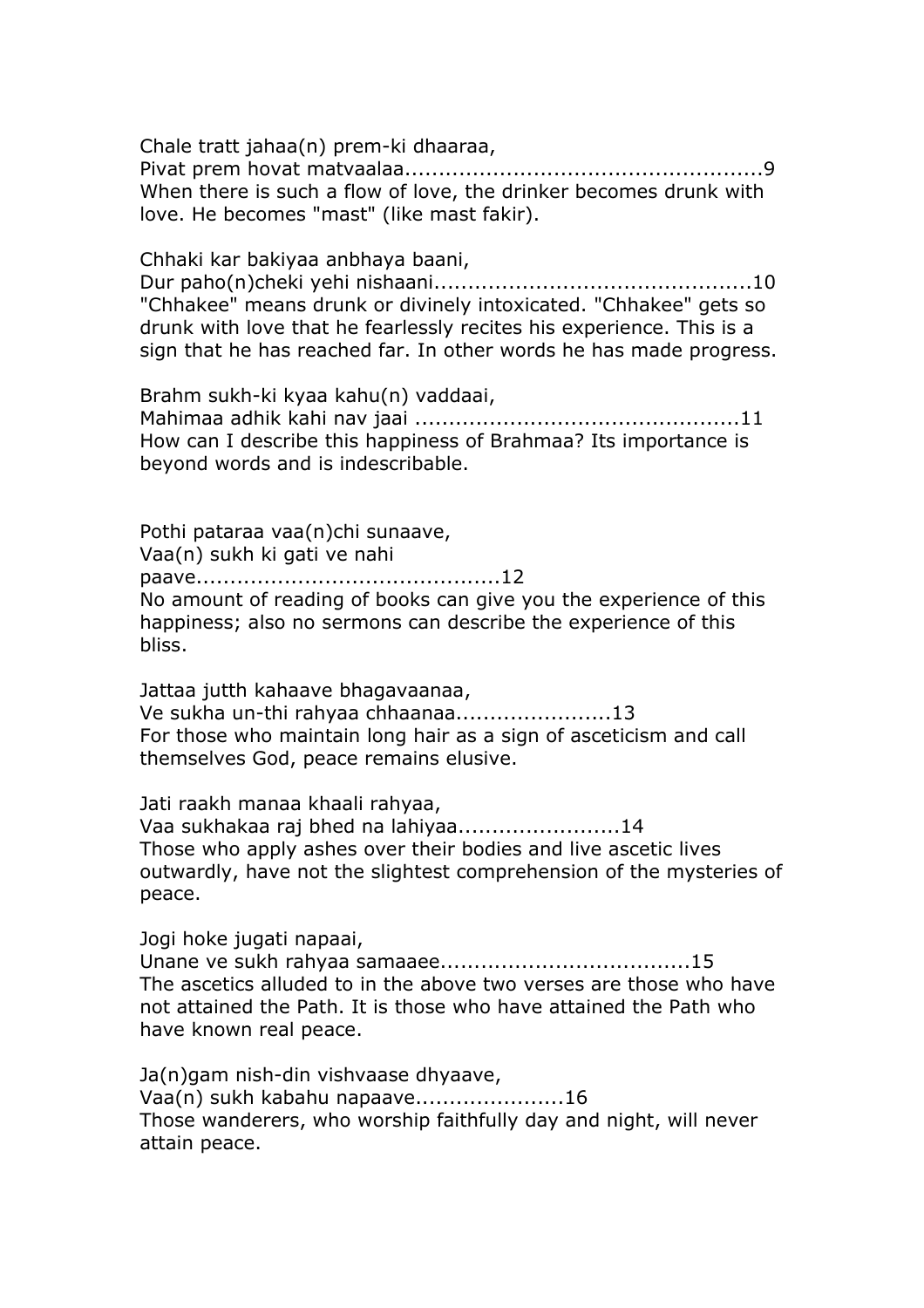Chale tratt jahaa(n) prem-ki dhaaraa,
Pivat prem hovat matvaalaa.....................................................9
When there is such a flow of love, the drinker becomes drunk with love. He becomes "mast" (like mast fakir).

Chhaki kar bakiyaa anbhaya baani,
Dur paho(n)cheki yehi nishaani..............................................10
"Chhakee" means drunk or divinely intoxicated. "Chhakee" gets so drunk with love that he fearlessly recites his experience. This is a sign that he has reached far. In other words he has made progress.

Brahm sukh-ki kyaa kahu(n) vaddaai,
Mahimaa adhik kahi nav jaai ...............................................11
How can I describe this happiness of Brahmaa? Its importance is beyond words and is indescribable.

Pothi pataraa vaa(n)chi sunaave,
Vaa(n) sukh ki gati ve nahi paave............................................12
No amount of reading of books can give you the experience of this happiness; also no sermons can describe the experience of this bliss.

Jattaa jutth kahaave bhagavaanaa,
Ve sukha un-thi rahyaa chhaanaa......................13
For those who maintain long hair as a sign of asceticism and call themselves God, peace remains elusive.

Jati raakh manaa khaali rahyaa,
Vaa sukhakaa raj bhed na lahiyaa........................14
Those who apply ashes over their bodies and live ascetic lives outwardly, have not the slightest comprehension of the mysteries of peace.

Jogi hoke jugati napaai,
Unane ve sukh rahyaa samaaee....................................15
The ascetics alluded to in the above two verses are those who have not attained the Path. It is those who have attained the Path who have known real peace.

Ja(n)gam nish-din vishvaase dhyaave,
Vaa(n) sukh kabahu napaave.....................16
Those wanderers, who worship faithfully day and night, will never attain peace.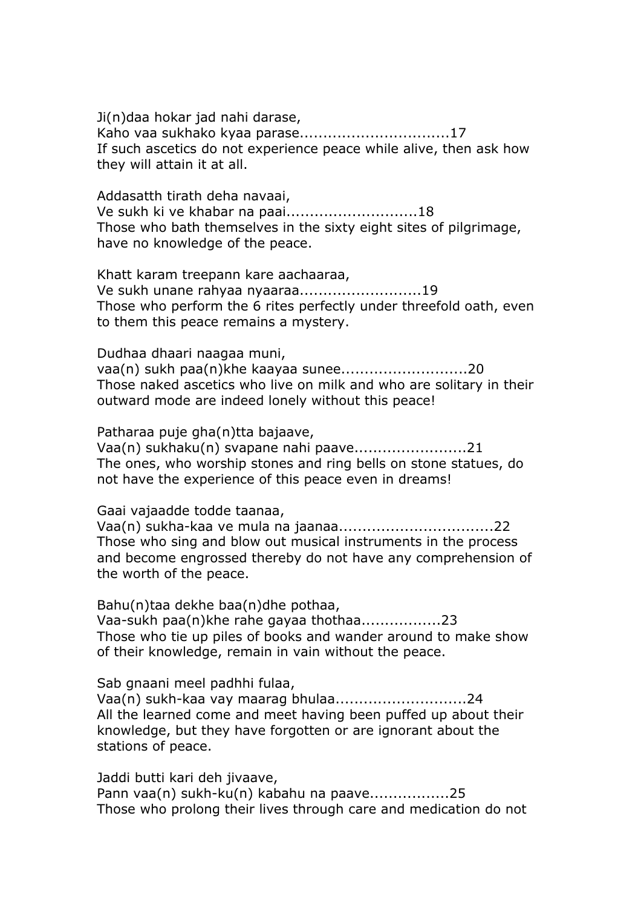Ji(n)daa hokar jad nahi darase,  
Kaho vaa sukhako kyaa parase................................17  
If such ascetics do not experience peace while alive, then ask how they will attain it at all.

Addasatth tirath deha navaai,  
Ve sukh ki ve khabar na paai............................18  
Those who bath themselves in the sixty eight sites of pilgrimage, have no knowledge of the peace.

Khatt karam treepann kare aachaaraa,  
Ve sukh unane rahyaa nyaaraa.........................19  
Those who perform the 6 rites perfectly under threefold oath, even to them this peace remains a mystery.

Dudhaa dhaari naagaa muni,  
vaa(n) sukh paa(n)khe kaayaa sunee...........................20  
Those naked ascetics who live on milk and who are solitary in their outward mode are indeed lonely without this peace!

Patharaa puje gha(n)tta bajaave,  
Vaa(n) sukhaku(n) svapane nahi paave........................21  
The ones, who worship stones and ring bells on stone statues, do not have the experience of this peace even in dreams!

Gaai vajaadde todde taanaa,  
Vaa(n) sukha-kaa ve mula na jaanaa................................22  
Those who sing and blow out musical instruments in the process and become engrossed thereby do not have any comprehension of the worth of the peace.

Bahu(n)taa dekhe baa(n)dhe pothaa,  
Vaa-sukh paa(n)khe rahe gayaa thothaa.................23  
Those who tie up piles of books and wander around to make show of their knowledge, remain in vain without the peace.

Sab gnaani meel padhhi fulaa,  
Vaa(n) sukh-kaa vay maarag bhulaa...........................24  
All the learned come and meet having been puffed up about their knowledge, but they have forgotten or are ignorant about the stations of peace.

Jaddi butti kari deh jivaave,  
Pann vaa(n) sukh-ku(n) kabahu na paave.................25  
Those who prolong their lives through care and medication do not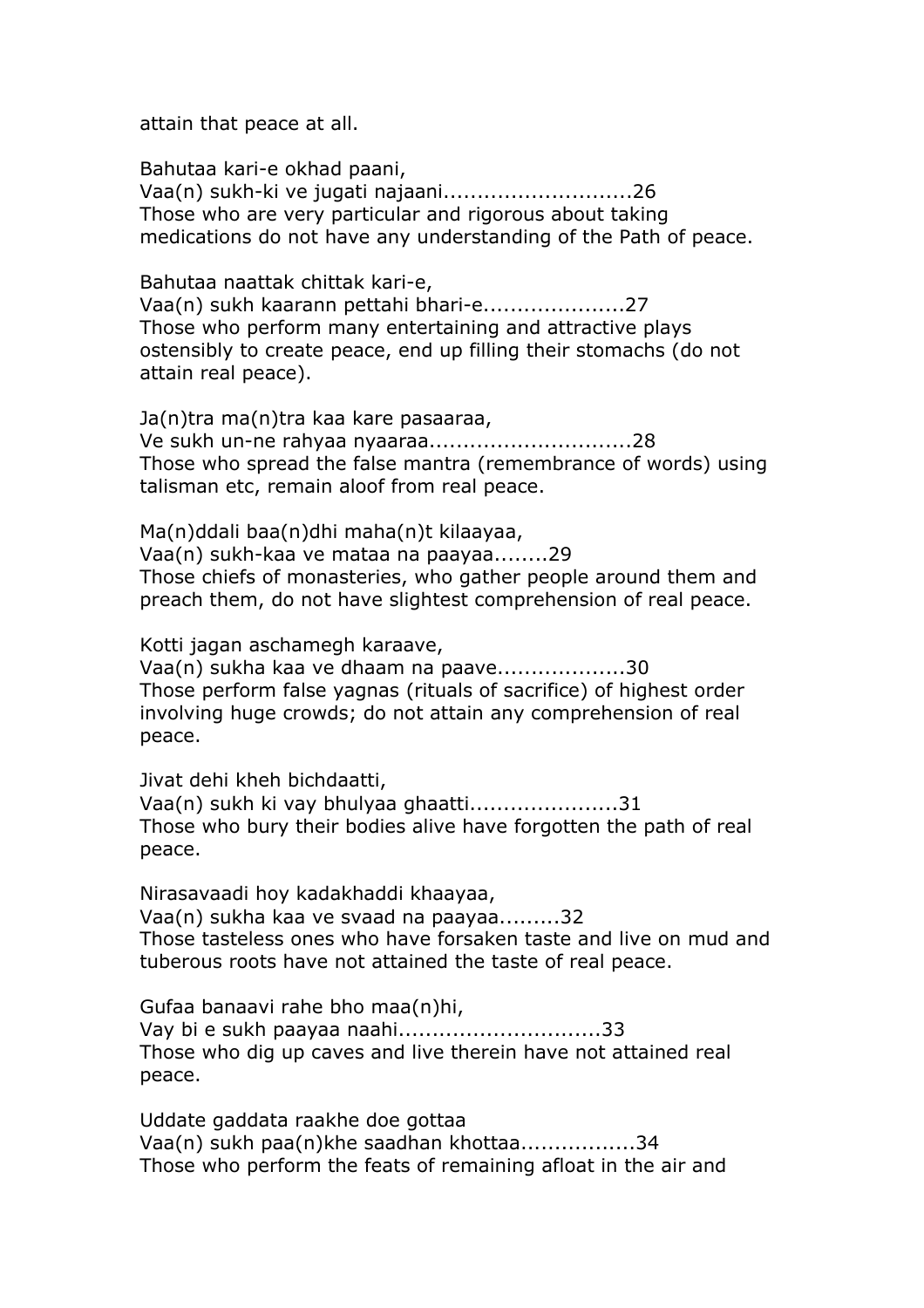attain that peace at all.

Bahutaa kari-e okhad paani,
Vaa(n) sukh-ki ve jugati najaani............................26
Those who are very particular and rigorous about taking medications do not have any understanding of the Path of peace.

Bahutaa naattak chittak kari-e,
Vaa(n) sukh kaarann pettahi bhari-e....................27
Those who perform many entertaining and attractive plays ostensibly to create peace, end up filling their stomachs (do not attain real peace).

Ja(n)tra ma(n)tra kaa kare pasaaraa,
Ve sukh un-ne rahyaa nyaaraa.............................28
Those who spread the false mantra (remembrance of words) using talisman etc, remain aloof from real peace.

Ma(n)ddali baa(n)dhi maha(n)t kilaayaa,
Vaa(n) sukh-kaa ve mataa na paayaa........29
Those chiefs of monasteries, who gather people around them and preach them, do not have slightest comprehension of real peace.

Kotti jagan aschamegh karaave,
Vaa(n) sukha kaa ve dhaam na paave..................30
Those perform false yagnas (rituals of sacrifice) of highest order involving huge crowds; do not attain any comprehension of real peace.

Jivat dehi kheh bichdaatti,
Vaa(n) sukh ki vay bhulyaa ghaatti.....................31
Those who bury their bodies alive have forgotten the path of real peace.

Nirasavaadi hoy kadakhaddi khaayaa,
Vaa(n) sukha kaa ve svaad na paayaa.........32
Those tasteless ones who have forsaken taste and live on mud and tuberous roots have not attained the taste of real peace.

Gufaa banaavi rahe bho maa(n)hi,
Vay bi e sukh paayaa naahi.............................33
Those who dig up caves and live therein have not attained real peace.

Uddate gaddata raakhe doe gottaa
Vaa(n) sukh paa(n)khe saadhan khottaa.................34
Those who perform the feats of remaining afloat in the air and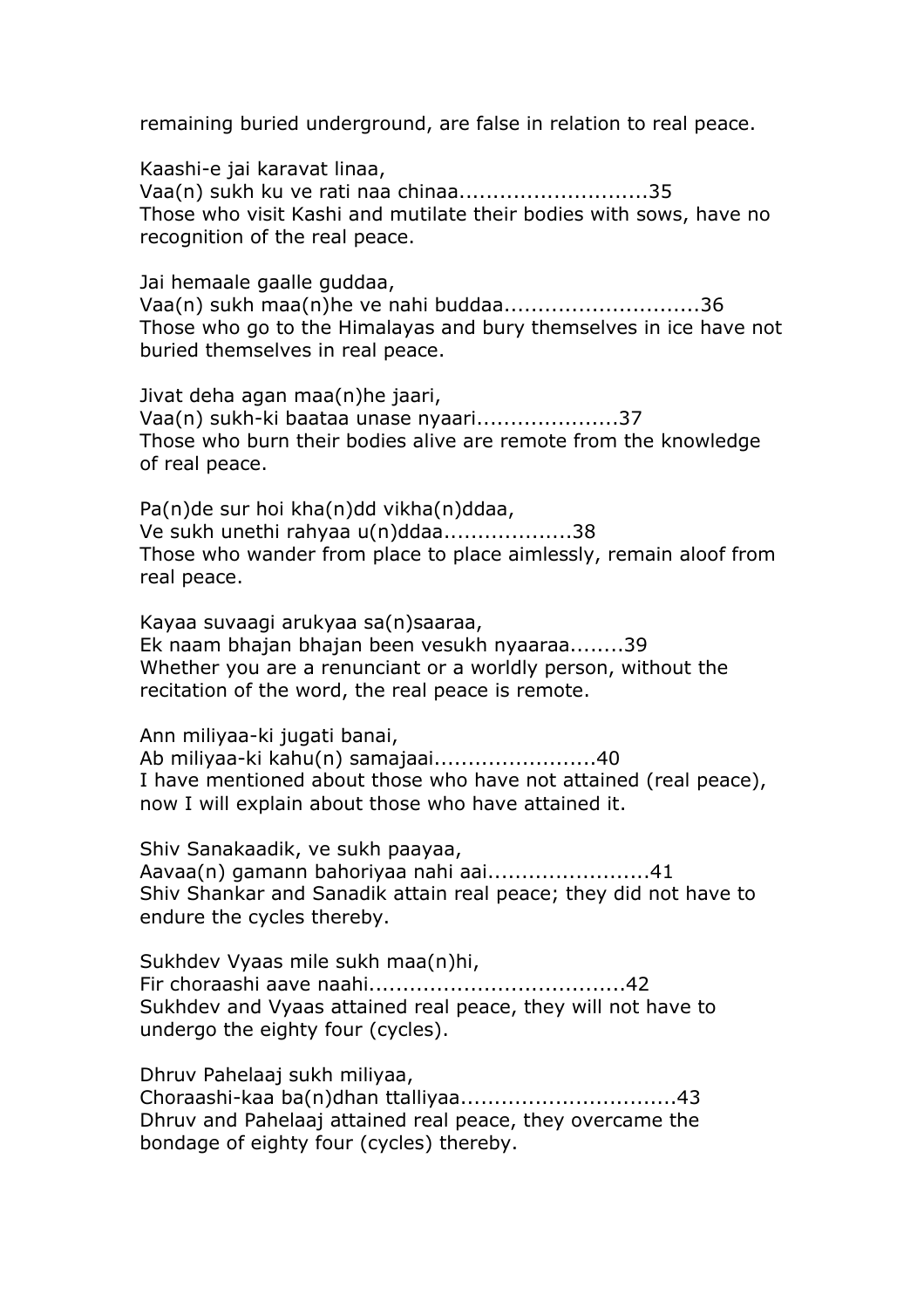remaining buried underground, are false in relation to real peace.

Kaashi-e jai karavat linaa,
Vaa(n) sukh ku ve rati naa chinaa............................35
Those who visit Kashi and mutilate their bodies with sows, have no recognition of the real peace.

Jai hemaale gaalle guddaa,
Vaa(n) sukh maa(n)he ve nahi buddaa.............................36
Those who go to the Himalayas and bury themselves in ice have not buried themselves in real peace.

Jivat deha agan maa(n)he jaari,
Vaa(n) sukh-ki baataa unase nyaari.....................37
Those who burn their bodies alive are remote from the knowledge of real peace.

Pa(n)de sur hoi kha(n)dd vikha(n)ddaa,
Ve sukh unethi rahyaa u(n)ddaa...................38
Those who wander from place to place aimlessly, remain aloof from real peace.

Kayaa suvaagi arukyaa sa(n)saaraa,
Ek naam bhajan bhajan been vesukh nyaaraa........39
Whether you are a renunciant or a worldly person, without the recitation of the word, the real peace is remote.

Ann miliyaa-ki jugati banai,
Ab miliyaa-ki kahu(n) samajaai........................40
I have mentioned about those who have not attained (real peace), now I will explain about those who have attained it.

Shiv Sanakaadik, ve sukh paayaa,
Aavaa(n) gamann bahoriyaa nahi aai........................41
Shiv Shankar and Sanadik attain real peace; they did not have to endure the cycles thereby.

Sukhdev Vyaas mile sukh maa(n)hi,
Fir choraashi aave naahi......................................42
Sukhdev and Vyaas attained real peace, they will not have to undergo the eighty four (cycles).

Dhruv Pahelaaj sukh miliyaa,
Choraashi-kaa ba(n)dhan ttalliyaa................................43
Dhruv and Pahelaaj attained real peace, they overcame the bondage of eighty four (cycles) thereby.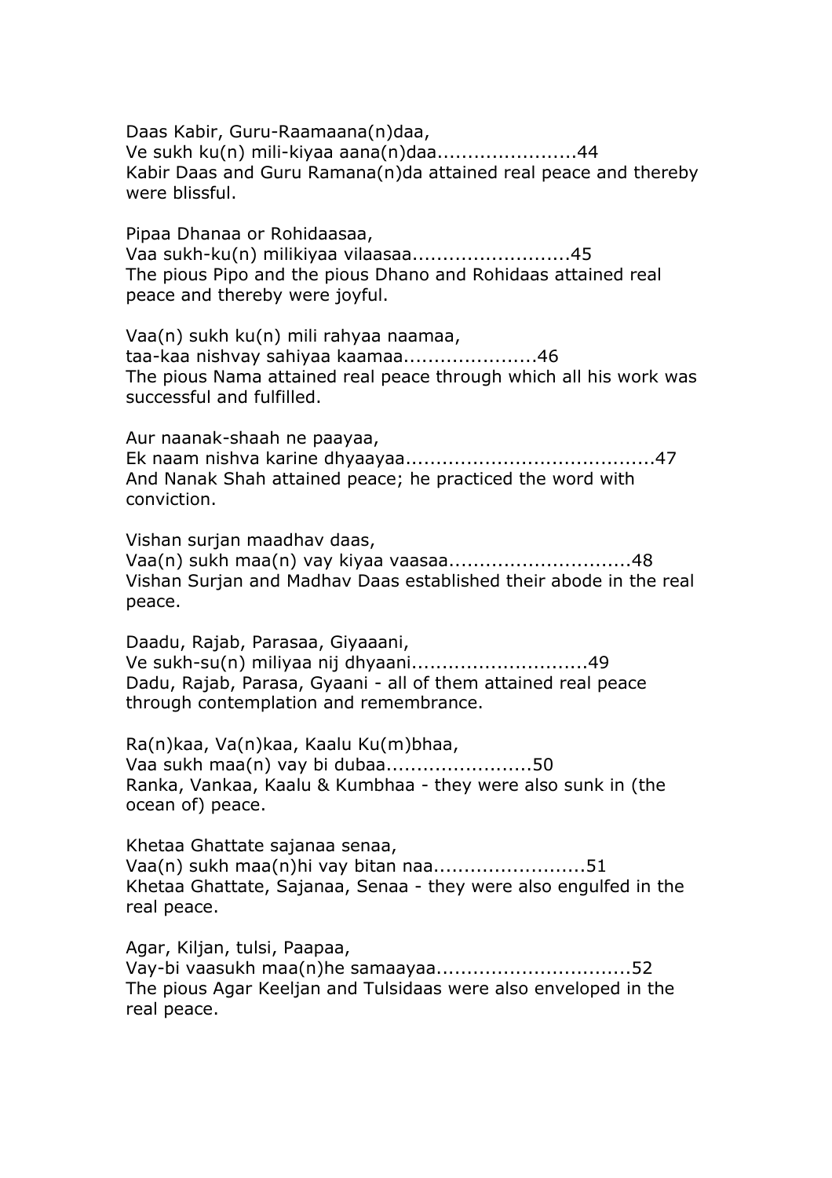Daas Kabir, Guru-Raamaana(n)daa,
Ve sukh ku(n) mili-kiyaa aana(n)daa.......................44
Kabir Daas and Guru Ramana(n)da attained real peace and thereby were blissful.

Pipaa Dhanaa or Rohidaasaa,
Vaa sukh-ku(n) milikiyaa vilaasaa..........................45
The pious Pipo and the pious Dhano and Rohidaas attained real peace and thereby were joyful.

Vaa(n) sukh ku(n) mili rahyaa naamaa,
taa-kaa nishvay sahiyaa kaamaa......................46
The pious Nama attained real peace through which all his work was successful and fulfilled.

Aur naanak-shaah ne paayaa,
Ek naam nishva karine dhyaayaa.........................................47
And Nanak Shah attained peace; he practiced the word with conviction.

Vishan surjan maadhav daas,
Vaa(n) sukh maa(n) vay kiyaa vaasaa.............................48
Vishan Surjan and Madhav Daas established their abode in the real peace.

Daadu, Rajab, Parasaa, Giyaaani,
Ve sukh-su(n) miliyaa nij dhyaani.............................49
Dadu, Rajab, Parasa, Gyaani - all of them attained real peace through contemplation and remembrance.

Ra(n)kaa, Va(n)kaa, Kaalu Ku(m)bhaa,
Vaa sukh maa(n) vay bi dubaa........................50
Ranka, Vankaa, Kaalu & Kumbhaa - they were also sunk in (the ocean of) peace.

Khetaa Ghattate sajanaa senaa,
Vaa(n) sukh maa(n)hi vay bitan naa.........................51
Khetaa Ghattate, Sajanaa, Senaa - they were also engulfed in the real peace.

Agar, Kiljan, tulsi, Paapaa,
Vay-bi vaasukh maa(n)he samaayaa................................52
The pious Agar Keeljan and Tulsidaas were also enveloped in the real peace.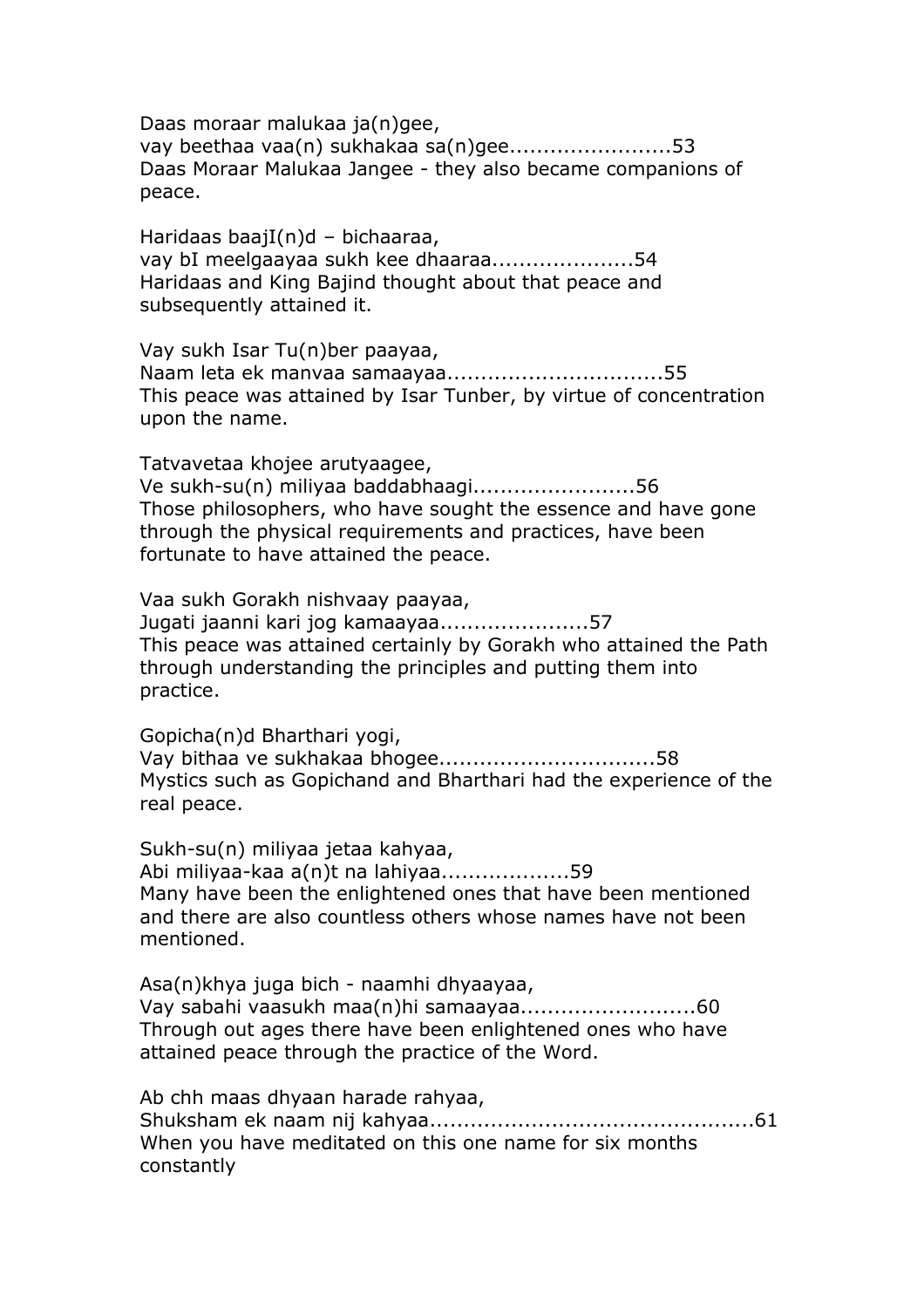Daas moraar malukaa ja(n)gee,
vay beethaa vaa(n) sukhakaa sa(n)gee........................53
Daas Moraar Malukaa Jangee - they also became companions of peace.

Haridaas baajI(n)d – bichaaraa,
vay bI meelgaayaa sukh kee dhaaraa.....................54
Haridaas and King Bajind thought about that peace and subsequently attained it.

Vay sukh Isar Tu(n)ber paayaa,
Naam leta ek manvaa samaayaa................................55
This peace was attained by Isar Tunber, by virtue of concentration upon the name.

Tatvavetaa khojee arutyaagee,
Ve sukh-su(n) miliyaa baddabhaagi........................56
Those philosophers, who have sought the essence and have gone through the physical requirements and practices, have been fortunate to have attained the peace.

Vaa sukh Gorakh nishvaay paayaa,
Jugati jaanni kari jog kamaayaa......................57
This peace was attained certainly by Gorakh who attained the Path through understanding the principles and putting them into practice.

Gopicha(n)d Bharthari yogi,
Vay bithaa ve sukhakaa bhogee................................58
Mystics such as Gopichand and Bharthari had the experience of the real peace.

Sukh-su(n) miliyaa jetaa kahyaa,
Abi miliyaa-kaa a(n)t na lahiyaa...................59
Many have been the enlightened ones that have been mentioned and there are also countless others whose names have not been mentioned.

Asa(n)khya juga bich - naamhi dhyaayaa,
Vay sabahi vaasukh maa(n)hi samaayaa..........................60
Through out ages there have been enlightened ones who have attained peace through the practice of the Word.

Ab chh maas dhyaan harade rahyaa,
Shuksham ek naam nij kahyaa...............................................61
When you have meditated on this one name for six months constantly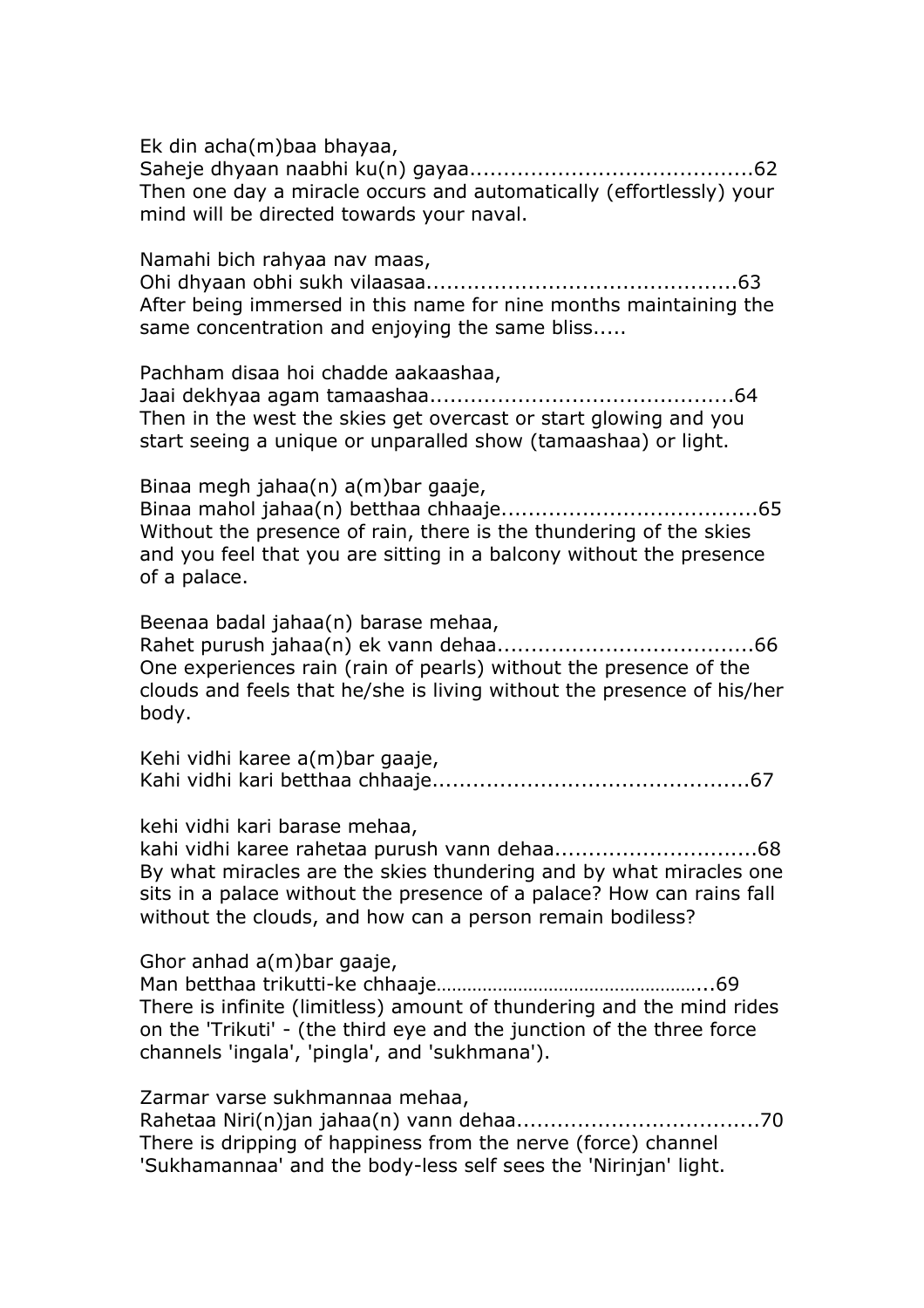Ek din acha(m)baa bhayaa,
Saheje dhyaan naabhi ku(n) gayaa.........................................62
Then one day a miracle occurs and automatically (effortlessly) your mind will be directed towards your naval.

Namahi bich rahyaa nav maas,
Ohi dhyaan obhi sukh vilaasaa.............................................63
After being immersed in this name for nine months maintaining the same concentration and enjoying the same bliss.....

Pachham disaa hoi chadde aakaashaa,
Jaai dekhyaa agam tamaashaa............................................64
Then in the west the skies get overcast or start glowing and you start seeing a unique or unparalled show (tamaashaa) or light.

Binaa megh jahaa(n) a(m)bar gaaje,
Binaa mahol jahaa(n) betthaa chhaaje.....................................65
Without the presence of rain, there is the thundering of the skies and you feel that you are sitting in a balcony without the presence of a palace.

Beenaa badal jahaa(n) barase mehaa,
Rahet purush jahaa(n) ek vann dehaa.....................................66
One experiences rain (rain of pearls) without the presence of the clouds and feels that he/she is living without the presence of his/her body.

Kehi vidhi karee a(m)bar gaaje,
Kahi vidhi kari betthaa chhaaje..............................................67

kehi vidhi kari barase mehaa,
kahi vidhi karee rahetaa purush vann dehaa..............................68
By what miracles are the skies thundering and by what miracles one sits in a palace without the presence of a palace? How can rains fall without the clouds, and how can a person remain bodiless?

Ghor anhad a(m)bar gaaje,
Man betthaa trikutti-ke chhaaje.................................................69
There is infinite (limitless) amount of thundering and the mind rides on the 'Trikuti' - (the third eye and the junction of the three force channels 'ingala', 'pingla', and 'sukhmana').

Zarmar varse sukhmannaa mehaa,
Rahetaa Niri(n)jan jahaa(n) vann dehaa....................................70
There is dripping of happiness from the nerve (force) channel 'Sukhamannaa' and the body-less self sees the 'Nirinjan' light.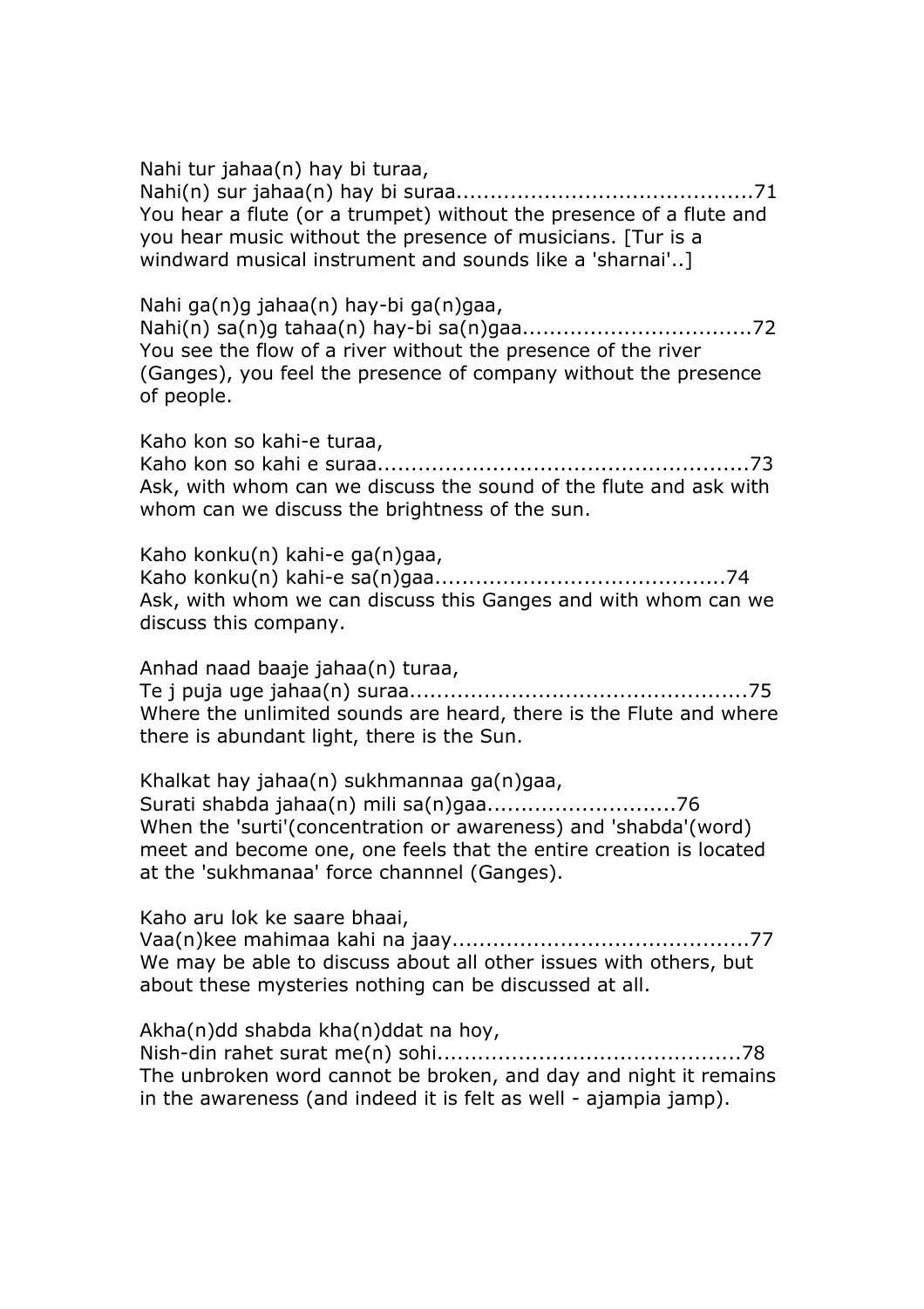Nahi tur jahaa(n) hay bi turaa,
Nahi(n) sur jahaa(n) hay bi suraa...........................................71
You hear a flute (or a trumpet) without the presence of a flute and you hear music without the presence of musicians. [Tur is a windward musical instrument and sounds like a 'sharnai'..]

Nahi ga(n)g jahaa(n) hay-bi ga(n)gaa,
Nahi(n) sa(n)g tahaa(n) hay-bi sa(n)gaa.................................72
You see the flow of a river without the presence of the river (Ganges), you feel the presence of company without the presence of people.

Kaho kon so kahi-e turaa,
Kaho kon so kahi e suraa......................................................73
Ask, with whom can we discuss the sound of the flute and ask with whom can we discuss the brightness of the sun.

Kaho konku(n) kahi-e ga(n)gaa,
Kaho konku(n) kahi-e sa(n)gaa..........................................74
Ask, with whom we can discuss this Ganges and with whom can we discuss this company.

Anhad naad baaje jahaa(n) turaa,
Te j puja uge jahaa(n) suraa.................................................75
Where the unlimited sounds are heard, there is the Flute and where there is abundant light, there is the Sun.

Khalkat hay jahaa(n) sukhmannaa ga(n)gaa,
Surati shabda jahaa(n) mili sa(n)gaa...........................76
When the 'surti'(concentration or awareness) and 'shabda'(word) meet and become one, one feels that the entire creation is located at the 'sukhmanaa' force channnel (Ganges).

Kaho aru lok ke saare bhaai,
Vaa(n)kee mahimaa kahi na jaay...........................................77
We may be able to discuss about all other issues with others, but about these mysteries nothing can be discussed at all.

Akha(n)dd shabda kha(n)ddat na hoy,
Nish-din rahet surat me(n) sohi...........................................78
The unbroken word cannot be broken, and day and night it remains in the awareness (and indeed it is felt as well - ajampia jamp).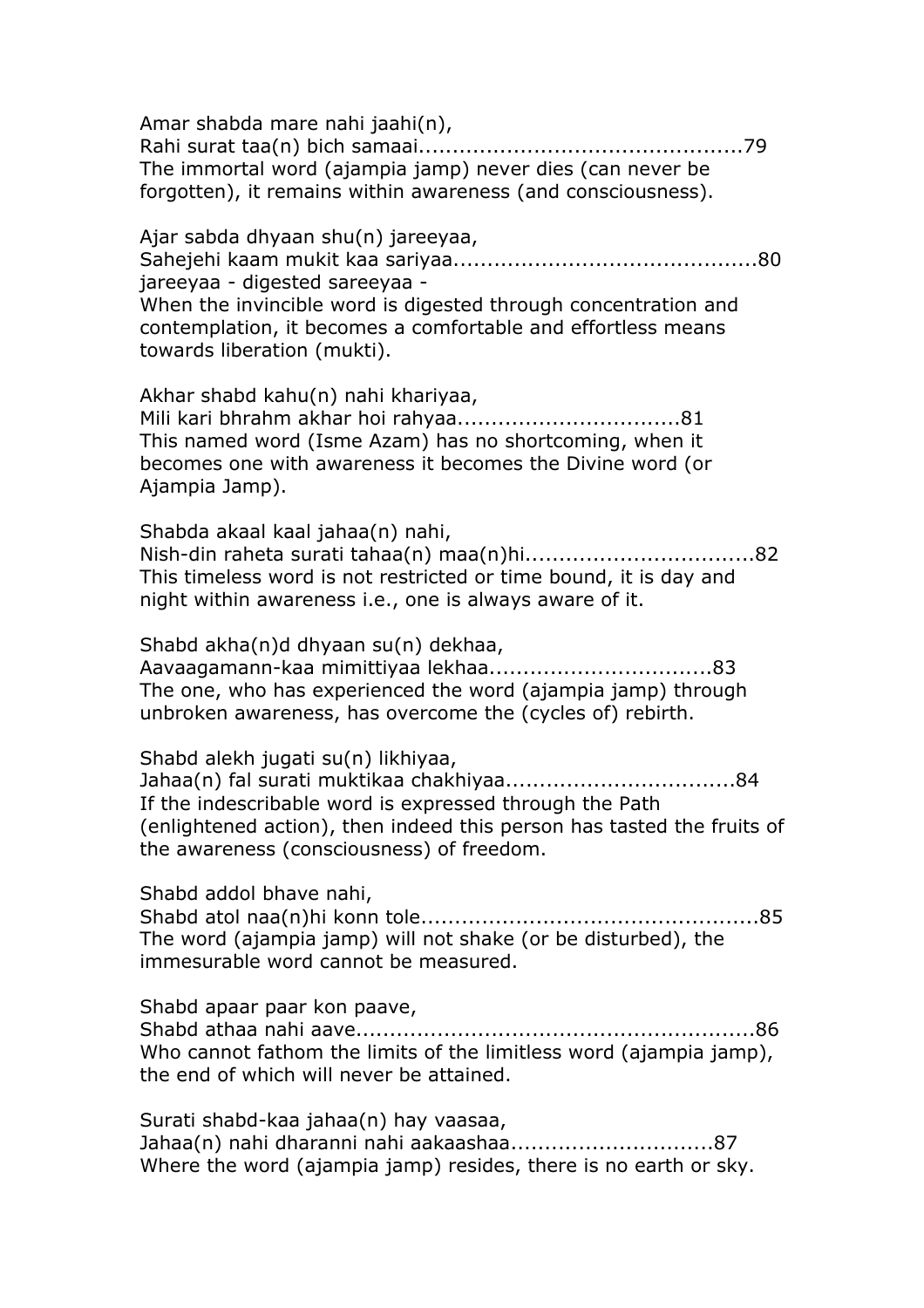Amar shabda mare nahi jaahi(n),
Rahi surat taa(n) bich samaai...............................................79
The immortal word (ajampia jamp) never dies (can never be forgotten), it remains within awareness (and consciousness).

Ajar sabda dhyaan shu(n) jareeyaa,
Sahejehi kaam mukit kaa sariyaa............................................80
jareeyaa - digested sareeyaa -
When the invincible word is digested through concentration and contemplation, it becomes a comfortable and effortless means towards liberation (mukti).

Akhar shabd kahu(n) nahi khariyaa,
Mili kari bhrahm akhar hoi rahyaa................................81
This named word (Isme Azam) has no shortcoming, when it becomes one with awareness it becomes the Divine word (or Ajampia Jamp).

Shabda akaal kaal jahaa(n) nahi,
Nish-din raheta surati tahaa(n) maa(n)hi.................................82
This timeless word is not restricted or time bound, it is day and night within awareness i.e., one is always aware of it.

Shabd akha(n)d dhyaan su(n) dekhaa,
Aavaagamann-kaa mimittiyaa lekhaa................................83
The one, who has experienced the word (ajampia jamp) through unbroken awareness, has overcome the (cycles of) rebirth.

Shabd alekh jugati su(n) likhiyaa,
Jahaa(n) fal surati muktikaa chakhiyaa.................................84
If the indescribable word is expressed through the Path (enlightened action), then indeed this person has tasted the fruits of the awareness (consciousness) of freedom.

Shabd addol bhave nahi,
Shabd atol naa(n)hi konn tole.................................................85
The word (ajampia jamp) will not shake (or be disturbed), the immesurable word cannot be measured.

Shabd apaar paar kon paave,
Shabd athaa nahi aave...........................................................86
Who cannot fathom the limits of the limitless word (ajampia jamp), the end of which will never be attained.

Surati shabd-kaa jahaa(n) hay vaasaa,
Jahaa(n) nahi dharanni nahi aakaashaa..............................87
Where the word (ajampia jamp) resides, there is no earth or sky.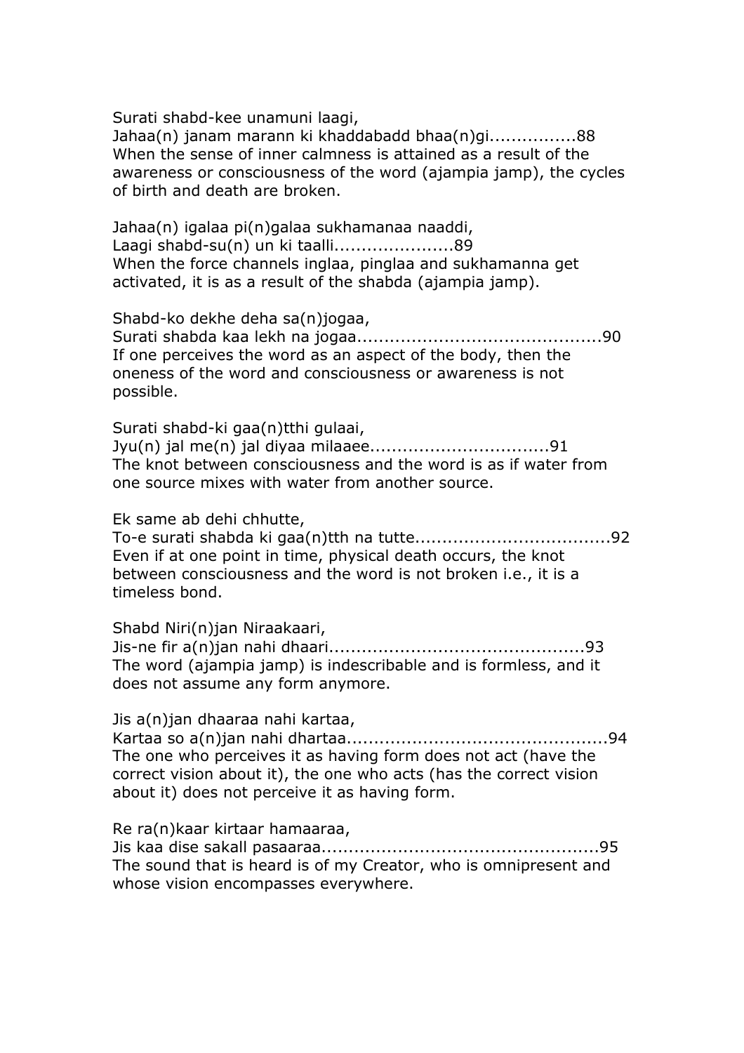Surati shabd-kee unamuni laagi,
Jahaa(n) janam marann ki khaddabadd bhaa(n)gi................88
When the sense of inner calmness is attained as a result of the awareness or consciousness of the word (ajampia jamp), the cycles of birth and death are broken.

Jahaa(n) igalaa pi(n)galaa sukhamanaa naaddi,
Laagi shabd-su(n) un ki taalli......................89
When the force channels inglaa, pinglaa and sukhamanna get activated, it is as a result of the shabda (ajampia jamp).

Shabd-ko dekhe deha sa(n)jogaa,
Surati shabda kaa lekh na jogaa............................................90
If one perceives the word as an aspect of the body, then the oneness of the word and consciousness or awareness is not possible.

Surati shabd-ki gaa(n)tthi gulaai,
Jyu(n) jal me(n) jal diyaa milaaee.................................91
The knot between consciousness and the word is as if water from one source mixes with water from another source.

Ek same ab dehi chhutte,
To-e surati shabda ki gaa(n)tth na tutte....................................92
Even if at one point in time, physical death occurs, the knot between consciousness and the word is not broken i.e., it is a timeless bond.

Shabd Niri(n)jan Niraakaari,
Jis-ne fir a(n)jan nahi dhaari..............................................93
The word (ajampia jamp) is indescribable and is formless, and it does not assume any form anymore.

Jis a(n)jan dhaaraa nahi kartaa,
Kartaa so a(n)jan nahi dhartaa................................................94
The one who perceives it as having form does not act (have the correct vision about it), the one who acts (has the correct vision about it) does not perceive it as having form.

Re ra(n)kaar kirtaar hamaaraa,
Jis kaa dise sakall pasaaraa..................................................95
The sound that is heard is of my Creator, who is omnipresent and whose vision encompasses everywhere.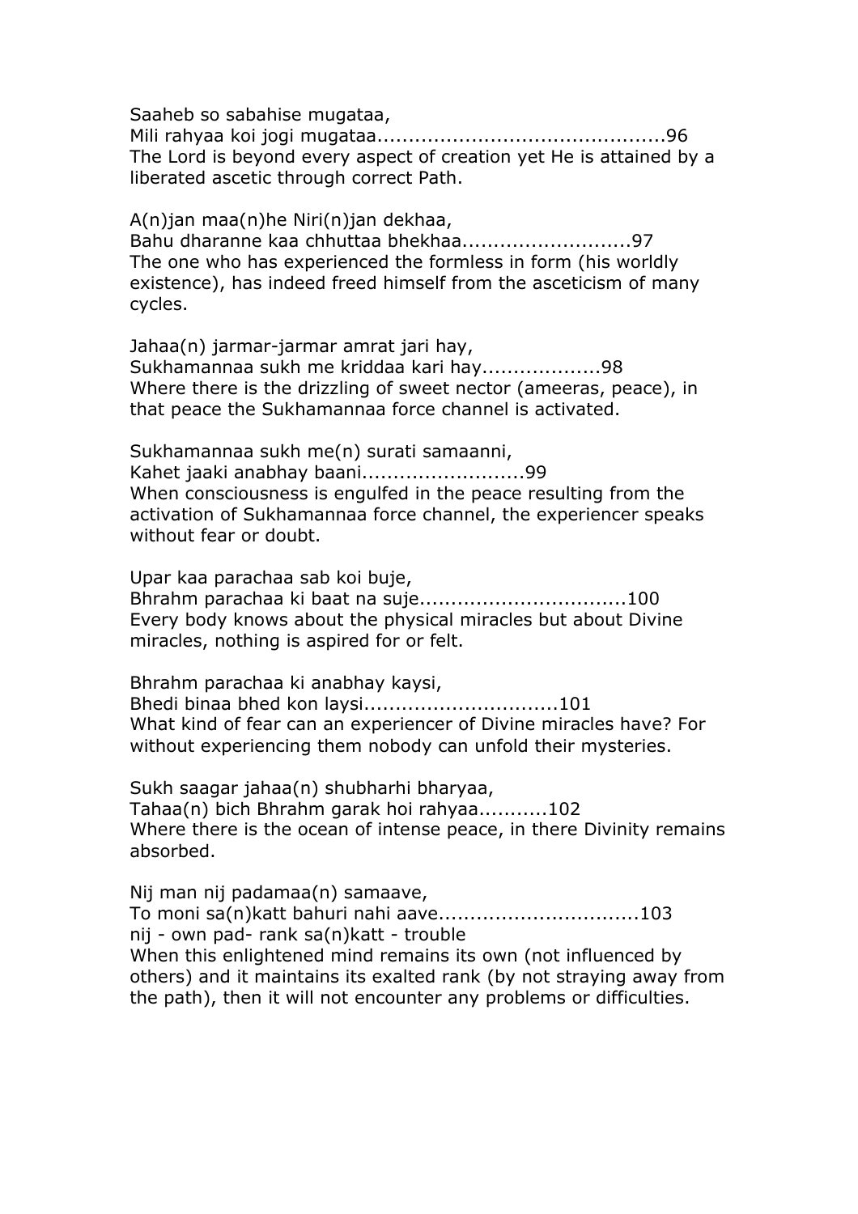Saaheb so sabahise mugataa,
Mili rahyaa koi jogi mugataa...............................................96
The Lord is beyond every aspect of creation yet He is attained by a liberated ascetic through correct Path.

A(n)jan maa(n)he Niri(n)jan dekhaa,
Bahu dharanne kaa chhuttaa bhekhaa...........................97
The one who has experienced the formless in form (his worldly existence), has indeed freed himself from the asceticism of many cycles.

Jahaa(n) jarmar-jarmar amrat jari hay,
Sukhamannaa sukh me kriddaa kari hay...................98
Where there is the drizzling of sweet nector (ameeras, peace), in that peace the Sukhamannaa force channel is activated.

Sukhamannaa sukh me(n) surati samaanni,
Kahet jaaki anabhay baani..........................99
When consciousness is engulfed in the peace resulting from the activation of Sukhamannaa force channel, the experiencer speaks without fear or doubt.

Upar kaa parachaa sab koi buje,
Bhrahm parachaa ki baat na suje.................................100
Every body knows about the physical miracles but about Divine miracles, nothing is aspired for or felt.

Bhrahm parachaa ki anabhay kaysi,
Bhedi binaa bhed kon laysi...............................101
What kind of fear can an experiencer of Divine miracles have? For without experiencing them nobody can unfold their mysteries.

Sukh saagar jahaa(n) shubharhi bharyaa,
Tahaa(n) bich Bhrahm garak hoi rahyaa...........102
Where there is the ocean of intense peace, in there Divinity remains absorbed.

Nij man nij padamaa(n) samaave,
To moni sa(n)katt bahuri nahi aave................................103
nij - own pad- rank sa(n)katt - trouble
When this enlightened mind remains its own (not influenced by others) and it maintains its exalted rank (by not straying away from the path), then it will not encounter any problems or difficulties.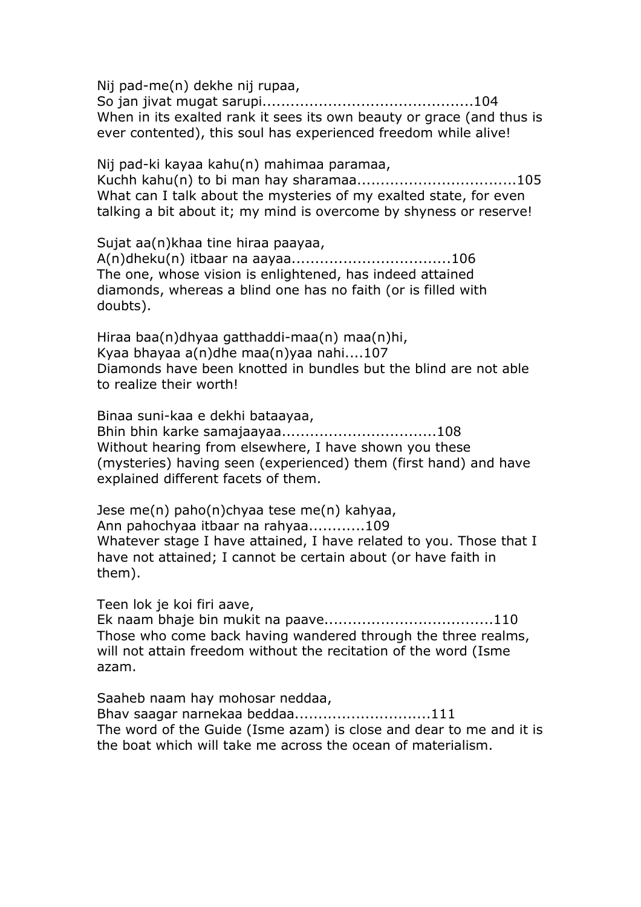Nij pad-me(n) dekhe nij rupaa,
So jan jivat mugat sarupi............................................104
When in its exalted rank it sees its own beauty or grace (and thus is ever contented), this soul has experienced freedom while alive!

Nij pad-ki kayaa kahu(n) mahimaa paramaa,
Kuchh kahu(n) to bi man hay sharamaa.................................105
What can I talk about the mysteries of my exalted state, for even talking a bit about it; my mind is overcome by shyness or reserve!

Sujat aa(n)khaa tine hiraa paayaa,
A(n)dheku(n) itbaar na aayaa.................................106
The one, whose vision is enlightened, has indeed attained diamonds, whereas a blind one has no faith (or is filled with doubts).

Hiraa baa(n)dhyaa gatthaddi-maa(n) maa(n)hi,
Kyaa bhayaa a(n)dhe maa(n)yaa nahi....107
Diamonds have been knotted in bundles but the blind are not able to realize their worth!

Binaa suni-kaa e dekhi bataayaa,
Bhin bhin karke samajaayaa................................108
Without hearing from elsewhere, I have shown you these (mysteries) having seen (experienced) them (first hand) and have explained different facets of them.

Jese me(n) paho(n)chyaa tese me(n) kahyaa,
Ann pahochyaa itbaar na rahyaa...........109
Whatever stage I have attained, I have related to you. Those that I have not attained; I cannot be certain about (or have faith in them).

Teen lok je koi firi aave,
Ek naam bhaje bin mukit na paave...................................110
Those who come back having wandered through the three realms, will not attain freedom without the recitation of the word (Isme azam.

Saaheb naam hay mohosar neddaa,
Bhav saagar narnekaa beddaa............................111
The word of the Guide (Isme azam) is close and dear to me and it is the boat which will take me across the ocean of materialism.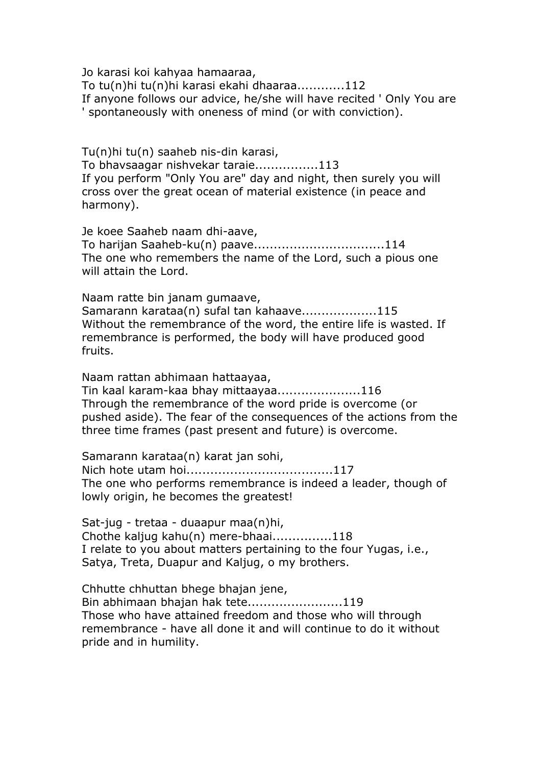Jo karasi koi kahyaa hamaaraa,  
To tu(n)hi tu(n)hi karasi ekahi dhaaraa............112  
If anyone follows our advice, he/she will have recited ' Only You are ' spontaneously with oneness of mind (or with conviction).

Tu(n)hi tu(n) saaheb nis-din karasi,  
To bhavsaagar nishvekar taraie................113  
If you perform "Only You are" day and night, then surely you will cross over the great ocean of material existence (in peace and harmony).

Je koee Saaheb naam dhi-aave,  
To harijan Saaheb-ku(n) paave................................114  
The one who remembers the name of the Lord, such a pious one will attain the Lord.

Naam ratte bin janam gumaave,  
Samarann karataa(n) sufal tan kahaave...................115  
Without the remembrance of the word, the entire life is wasted. If remembrance is performed, the body will have produced good fruits.

Naam rattan abhimaan hattaayaa,  
Tin kaal karam-kaa bhay mittaayaa.....................116  
Through the remembrance of the word pride is overcome (or pushed aside). The fear of the consequences of the actions from the three time frames (past present and future) is overcome.

Samarann karataa(n) karat jan sohi,  
Nich hote utam hoi....................................117  
The one who performs remembrance is indeed a leader, though of lowly origin, he becomes the greatest!

Sat-jug - tretaa - duaapur maa(n)hi,  
Chothe kaljug kahu(n) mere-bhaai...............118  
I relate to you about matters pertaining to the four Yugas, i.e., Satya, Treta, Duapur and Kaljug, o my brothers.

Chhutte chhuttan bhege bhajan jene,  
Bin abhimaan bhajan hak tete........................119  
Those who have attained freedom and those who will through remembrance - have all done it and will continue to do it without pride and in humility.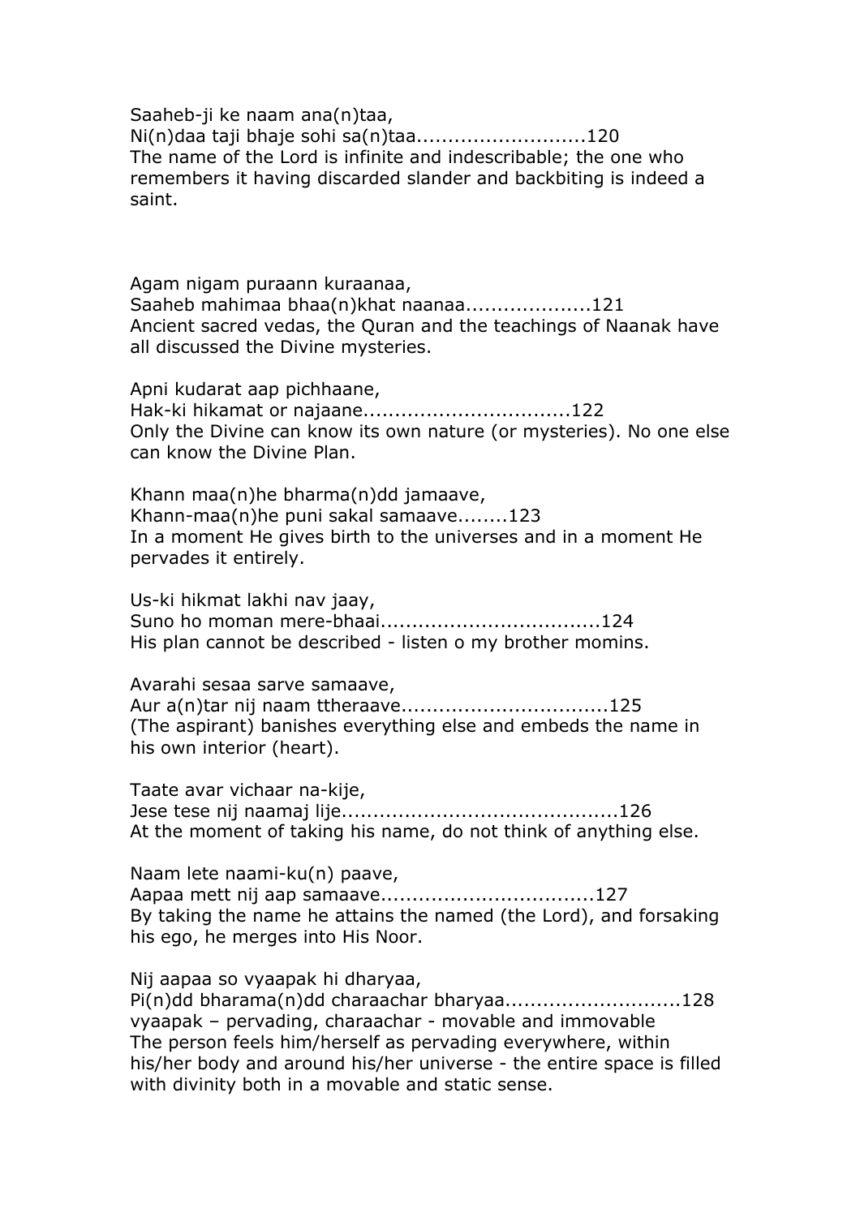Saaheb-ji ke naam ana(n)taa,
Ni(n)daa taji bhaje sohi sa(n)taa...........................120
The name of the Lord is infinite and indescribable; the one who remembers it having discarded slander and backbiting is indeed a saint.

Agam nigam puraann kuraanaa,
Saaheb mahimaa bhaa(n)khat naanaa...................121
Ancient sacred vedas, the Quran and the teachings of Naanak have all discussed the Divine mysteries.

Apni kudarat aap pichhaane,
Hak-ki hikamat or najaane................................122
Only the Divine can know its own nature (or mysteries). No one else can know the Divine Plan.

Khann maa(n)he bharma(n)dd jamaave,
Khann-maa(n)he puni sakal samaave........123
In a moment He gives birth to the universes and in a moment He pervades it entirely.

Us-ki hikmat lakhi nav jaay,
Suno ho moman mere-bhaai..................................124
His plan cannot be described - listen o my brother momins.

Avarahi sesaa sarve samaave,
Aur a(n)tar nij naam ttheraave................................125
(The aspirant) banishes everything else and embeds the name in his own interior (heart).

Taate avar vichaar na-kije,
Jese tese nij naamaj lije...........................................126
At the moment of taking his name, do not think of anything else.

Naam lete naami-ku(n) paave,
Aapaa mett nij aap samaave.................................127
By taking the name he attains the named (the Lord), and forsaking his ego, he merges into His Noor.

Nij aapaa so vyaapak hi dharyaa,
Pi(n)dd bharama(n)dd charaachar bharyaa............................128
vyaapak – pervading, charaachar - movable and immovable
The person feels him/herself as pervading everywhere, within his/her body and around his/her universe - the entire space is filled with divinity both in a movable and static sense.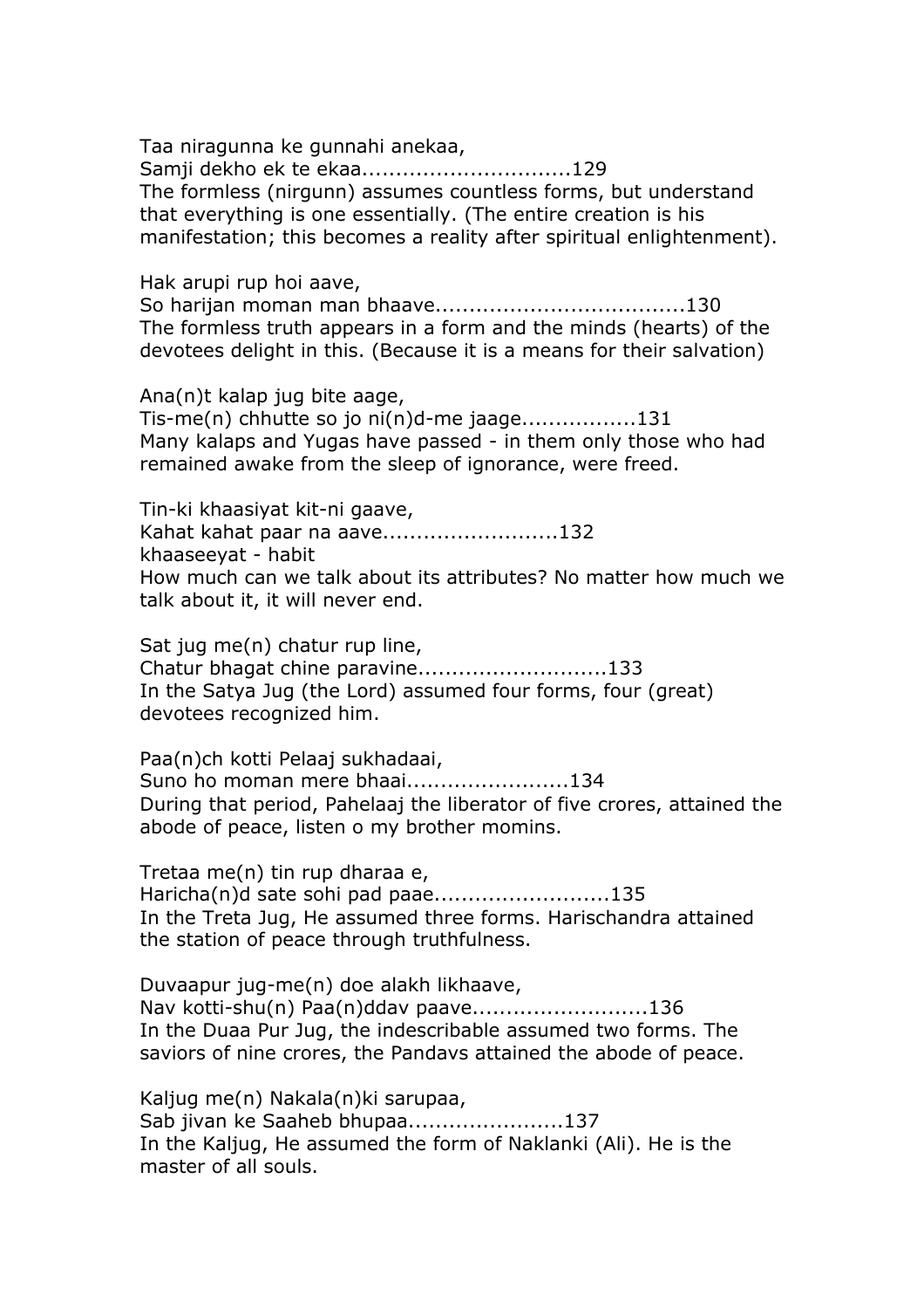Taa niragunna ke gunnahi anekaa,
Samji dekho ek te ekaa..............................129
The formless (nirgunn) assumes countless forms, but understand that everything is one essentially. (The entire creation is his manifestation; this becomes a reality after spiritual enlightenment).

Hak arupi rup hoi aave,
So harijan moman man bhaave....................................130
The formless truth appears in a form and the minds (hearts) of the devotees delight in this. (Because it is a means for their salvation)

Ana(n)t kalap jug bite aage,
Tis-me(n) chhutte so jo ni(n)d-me jaage................131
Many kalaps and Yugas have passed - in them only those who had remained awake from the sleep of ignorance, were freed.

Tin-ki khaasiyat kit-ni gaave,
Kahat kahat paar na aave..........................132
khaaseeyat - habit
How much can we talk about its attributes? No matter how much we talk about it, it will never end.

Sat jug me(n) chatur rup line,
Chatur bhagat chine paravine............................133
In the Satya Jug (the Lord) assumed four forms, four (great) devotees recognized him.

Paa(n)ch kotti Pelaaj sukhadaai,
Suno ho moman mere bhaai........................134
During that period, Pahelaaj the liberator of five crores, attained the abode of peace, listen o my brother momins.

Tretaa me(n) tin rup dharaa e,
Haricha(n)d sate sohi pad paae..........................135
In the Treta Jug, He assumed three forms. Harischandra attained the station of peace through truthfulness.

Duvaapur jug-me(n) doe alakh likhaave,
Nav kotti-shu(n) Paa(n)ddav paave.........................136
In the Duaa Pur Jug, the indescribable assumed two forms. The saviors of nine crores, the Pandavs attained the abode of peace.

Kaljug me(n) Nakala(n)ki sarupaa,
Sab jivan ke Saaheb bhupaa.......................137
In the Kaljug, He assumed the form of Naklanki (Ali). He is the master of all souls.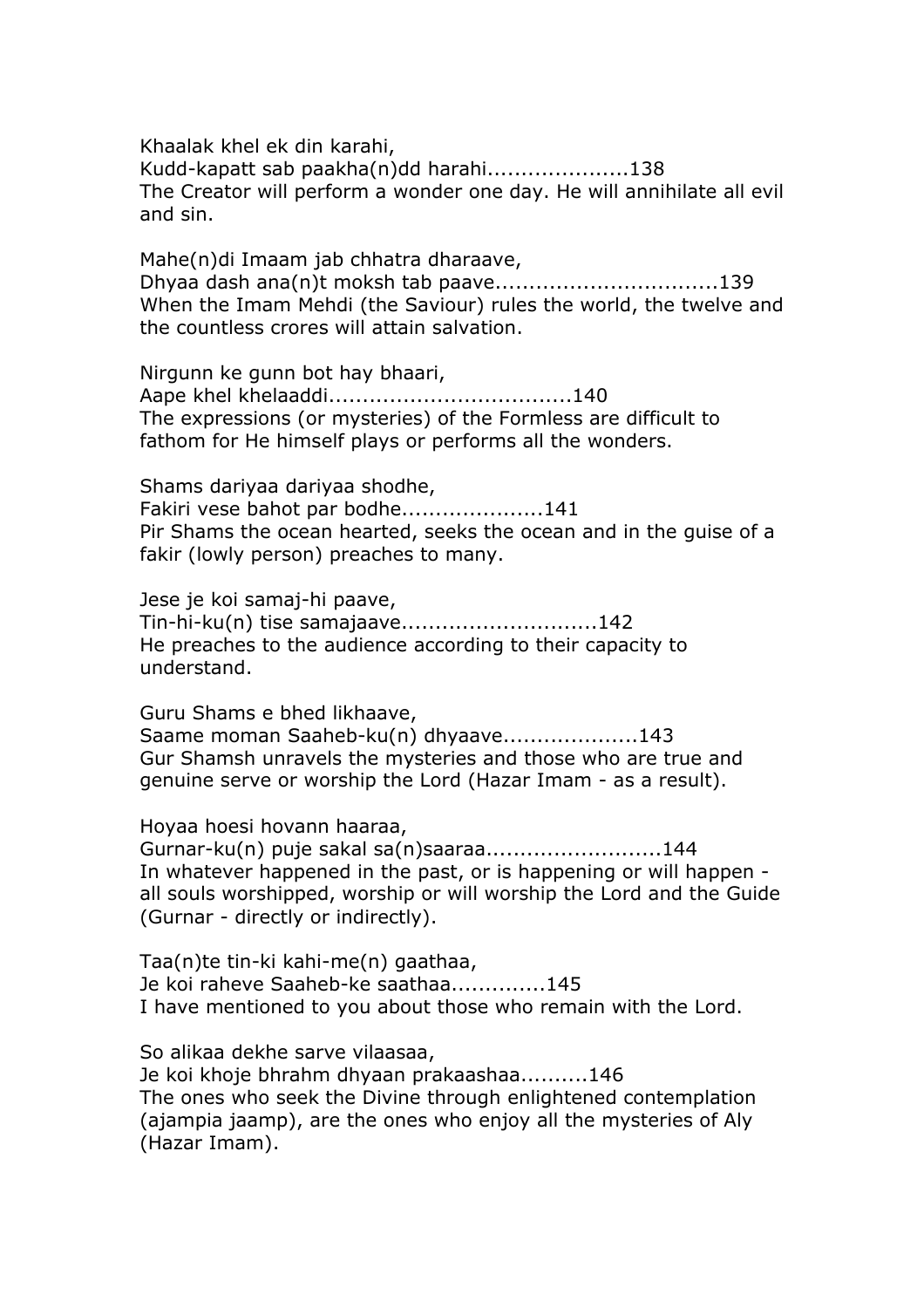Khaalak khel ek din karahi,
Kudd-kapatt sab paakha(n)dd harahi.....................138
The Creator will perform a wonder one day. He will annihilate all evil and sin.

Mahe(n)di Imaam jab chhatra dharaave,
Dhyaa dash ana(n)t moksh tab paave.................................139
When the Imam Mehdi (the Saviour) rules the world, the twelve and the countless crores will attain salvation.

Nirgunn ke gunn bot hay bhaari,
Aape khel khelaaddi....................................140
The expressions (or mysteries) of the Formless are difficult to fathom for He himself plays or performs all the wonders.

Shams dariyaa dariyaa shodhe,
Fakiri vese bahot par bodhe.....................141
Pir Shams the ocean hearted, seeks the ocean and in the guise of a fakir (lowly person) preaches to many.

Jese je koi samaj-hi paave,
Tin-hi-ku(n) tise samajaave.............................142
He preaches to the audience according to their capacity to understand.

Guru Shams e bhed likhaave,
Saame moman Saaheb-ku(n) dhyaave....................143
Gur Shamsh unravels the mysteries and those who are true and genuine serve or worship the Lord (Hazar Imam - as a result).

Hoyaa hoesi hovann haaraa,
Gurnar-ku(n) puje sakal sa(n)saaraa..........................144
In whatever happened in the past, or is happening or will happen - all souls worshipped, worship or will worship the Lord and the Guide (Gurnar - directly or indirectly).

Taa(n)te tin-ki kahi-me(n) gaathaa,
Je koi raheve Saaheb-ke saathaa..............145
I have mentioned to you about those who remain with the Lord.

So alikaa dekhe sarve vilaasaa,
Je koi khoje bhrahm dhyaan prakaashaa..........146
The ones who seek the Divine through enlightened contemplation (ajampia jaamp), are the ones who enjoy all the mysteries of Aly (Hazar Imam).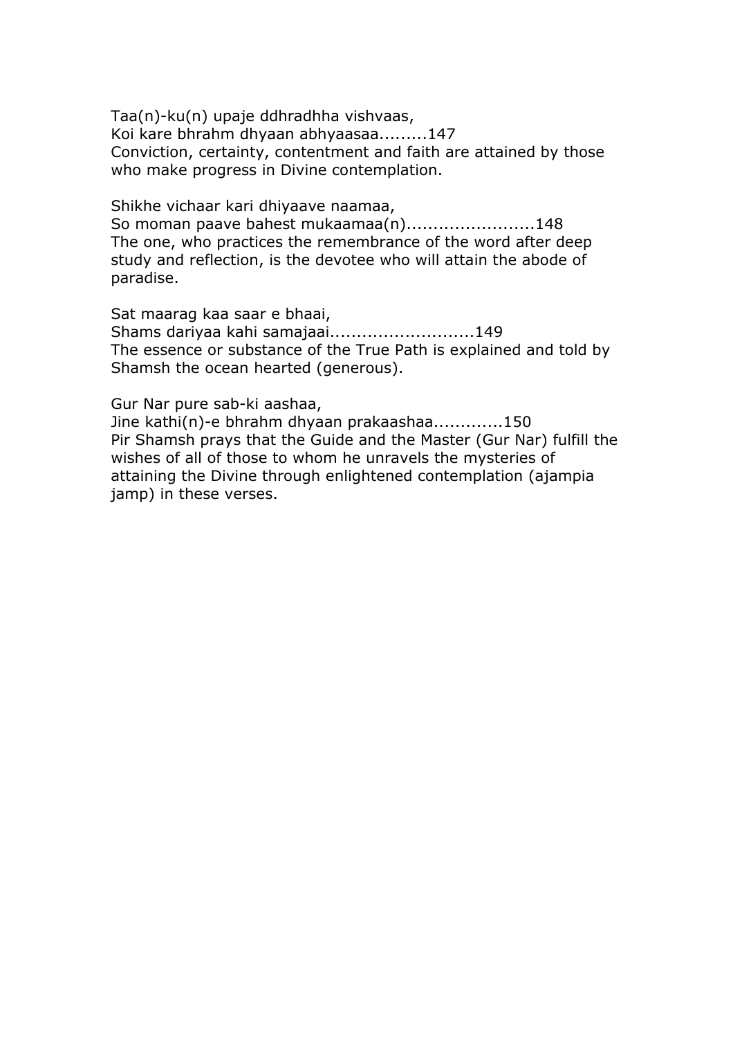Taa(n)-ku(n) upaje ddhradhha vishvaas,
Koi kare bhrahm dhyaan abhyaasaa.........147
Conviction, certainty, contentment and faith are attained by those who make progress in Divine contemplation.

Shikhe vichaar kari dhiyaave naamaa,
So moman paave bahest mukaamaa(n)........................148
The one, who practices the remembrance of the word after deep study and reflection, is the devotee who will attain the abode of paradise.

Sat maarag kaa saar e bhaai,
Shams dariyaa kahi samajaai...........................149
The essence or substance of the True Path is explained and told by Shamsh the ocean hearted (generous).

Gur Nar pure sab-ki aashaa,
Jine kathi(n)-e bhrahm dhyaan prakaashaa.............150
Pir Shamsh prays that the Guide and the Master (Gur Nar) fulfill the wishes of all of those to whom he unravels the mysteries of attaining the Divine through enlightened contemplation (ajampia jamp) in these verses.